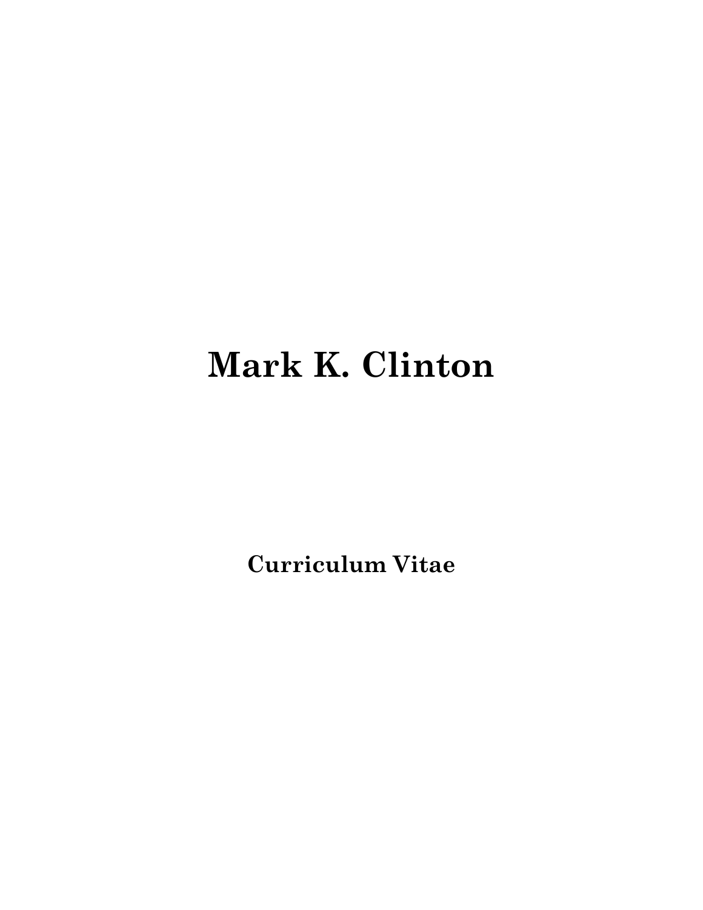# Mark K. Clinton

**Curriculum Vitae**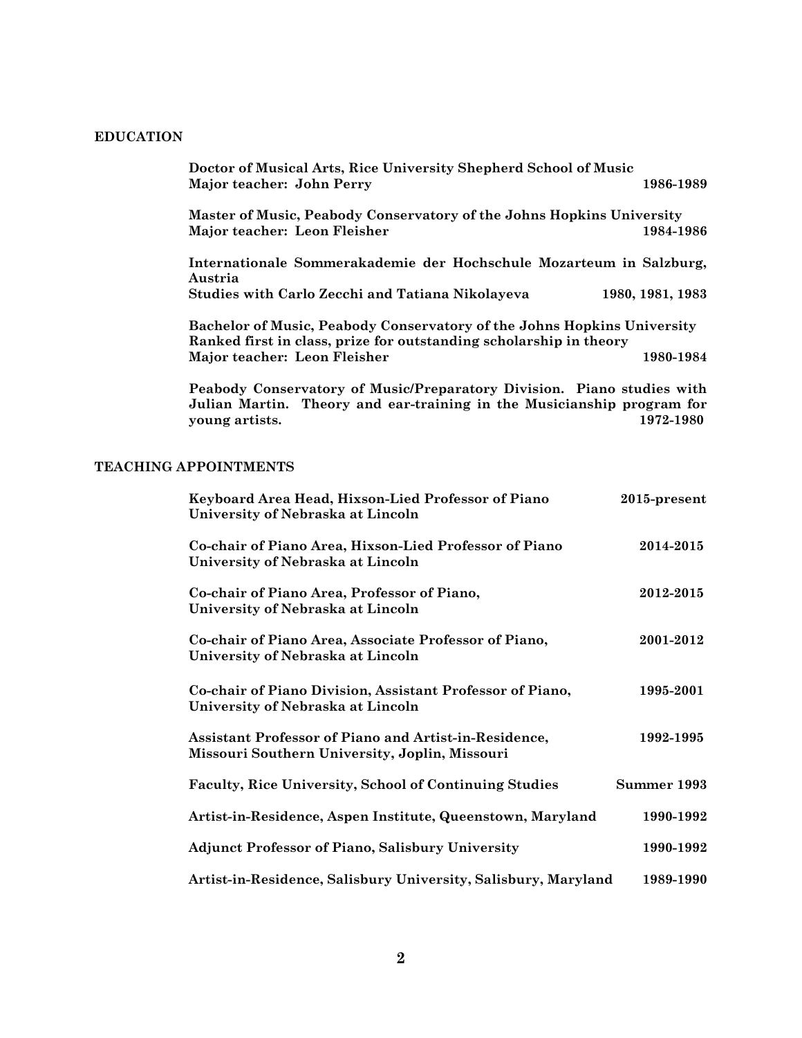## EDUCATION

**Doctor of Musical Arts, Rice University Shepherd School of Music**
**Major teacher: John Perry** **1986-1989**

**Master of Music, Peabody Conservatory of the Johns Hopkins University**
**Major teacher: Leon Fleisher** **1984-1986**

**Internationale Sommerakademie der Hochschule Mozarteum in Salzburg, Austria**
**Studies with Carlo Zecchi and Tatiana Nikolayeva** **1980, 1981, 1983**

**Bachelor of Music, Peabody Conservatory of the Johns Hopkins University**
**Ranked first in class, prize for outstanding scholarship in theory**
**Major teacher: Leon Fleisher** **1980-1984**

**Peabody Conservatory of Music/Preparatory Division. Piano studies with Julian Martin. Theory and ear-training in the Musicianship program for young artists.** **1972-1980**

## TEACHING APPOINTMENTS

**Keyboard Area Head, Hixson-Lied Professor of Piano** **2015-present**
**University of Nebraska at Lincoln**

**Co-chair of Piano Area, Hixson-Lied Professor of Piano** **2014-2015**
**University of Nebraska at Lincoln**

**Co-chair of Piano Area, Professor of Piano,** **2012-2015**
**University of Nebraska at Lincoln**

**Co-chair of Piano Area, Associate Professor of Piano,** **2001-2012**
**University of Nebraska at Lincoln**

**Co-chair of Piano Division, Assistant Professor of Piano,** **1995-2001**
**University of Nebraska at Lincoln**

**Assistant Professor of Piano and Artist-in-Residence,** **1992-1995**
**Missouri Southern University, Joplin, Missouri**

**Faculty, Rice University, School of Continuing Studies** **Summer 1993**

**Artist-in-Residence, Aspen Institute, Queenstown, Maryland** **1990-1992**

**Adjunct Professor of Piano, Salisbury University** **1990-1992**

**Artist-in-Residence, Salisbury University, Salisbury, Maryland** **1989-1990**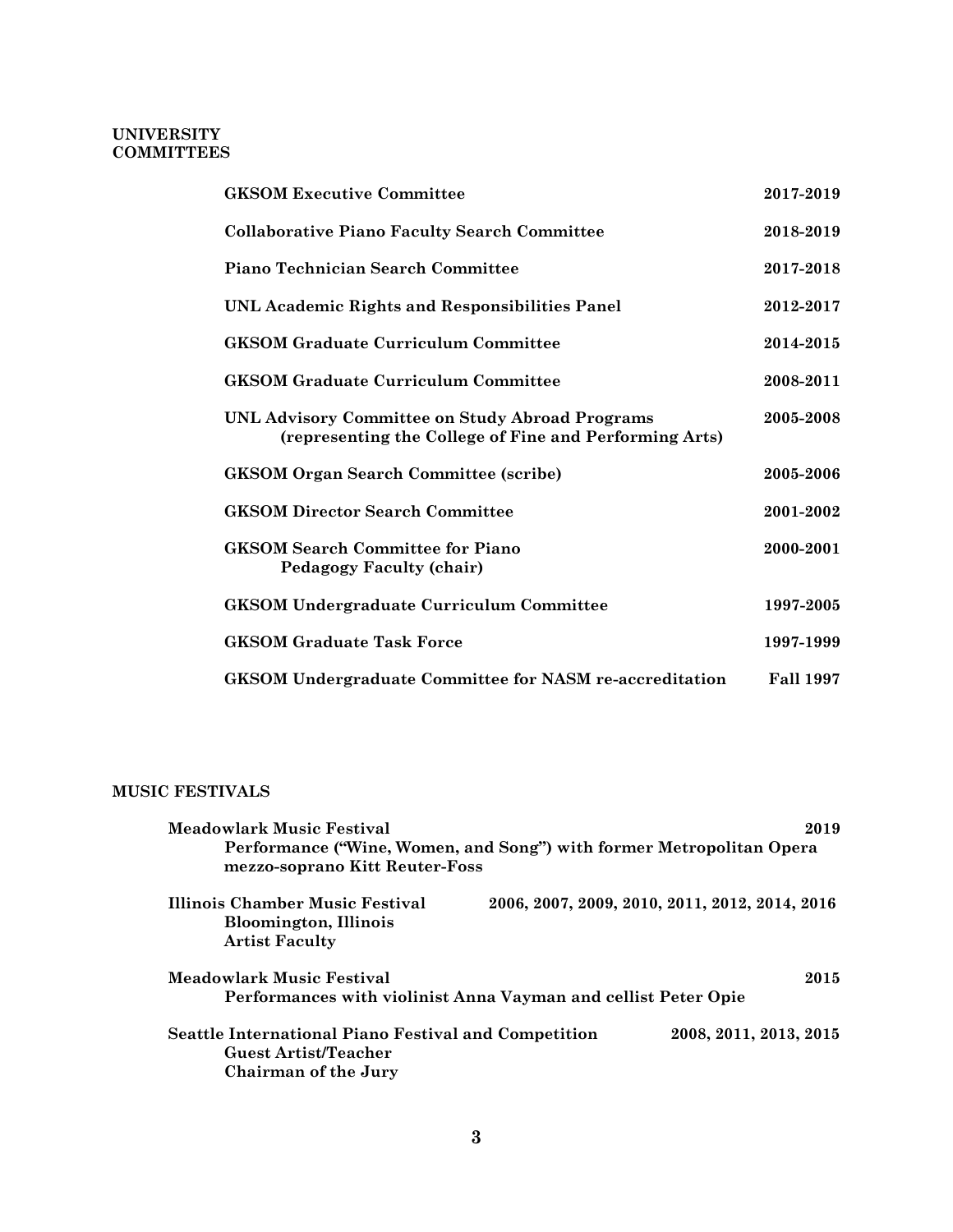## UNIVERSITY COMMITTEES

| | |
|---|---|
| **GKSOM Executive Committee** | **2017-2019** |
| **Collaborative Piano Faculty Search Committee** | **2018-2019** |
| **Piano Technician Search Committee** | **2017-2018** |
| **UNL Academic Rights and Responsibilities Panel** | **2012-2017** |
| **GKSOM Graduate Curriculum Committee** | **2014-2015** |
| **GKSOM Graduate Curriculum Committee** | **2008-2011** |
| **UNL Advisory Committee on Study Abroad Programs (representing the College of Fine and Performing Arts)** | **2005-2008** |
| **GKSOM Organ Search Committee (scribe)** | **2005-2006** |
| **GKSOM Director Search Committee** | **2001-2002** |
| **GKSOM Search Committee for Piano Pedagogy Faculty (chair)** | **2000-2001** |
| **GKSOM Undergraduate Curriculum Committee** | **1997-2005** |
| **GKSOM Graduate Task Force** | **1997-1999** |
| **GKSOM Undergraduate Committee for NASM re-accreditation** | **Fall 1997** |

## MUSIC FESTIVALS

**Meadowlark Music Festival** — **2019**
**Performance ("Wine, Women, and Song") with former Metropolitan Opera mezzo-soprano Kitt Reuter-Foss**

**Illinois Chamber Music Festival** — **2006, 2007, 2009, 2010, 2011, 2012, 2014, 2016**
**Bloomington, Illinois**
**Artist Faculty**

**Meadowlark Music Festival** — **2015**
**Performances with violinist Anna Vayman and cellist Peter Opie**

**Seattle International Piano Festival and Competition** — **2008, 2011, 2013, 2015**
**Guest Artist/Teacher**
**Chairman of the Jury**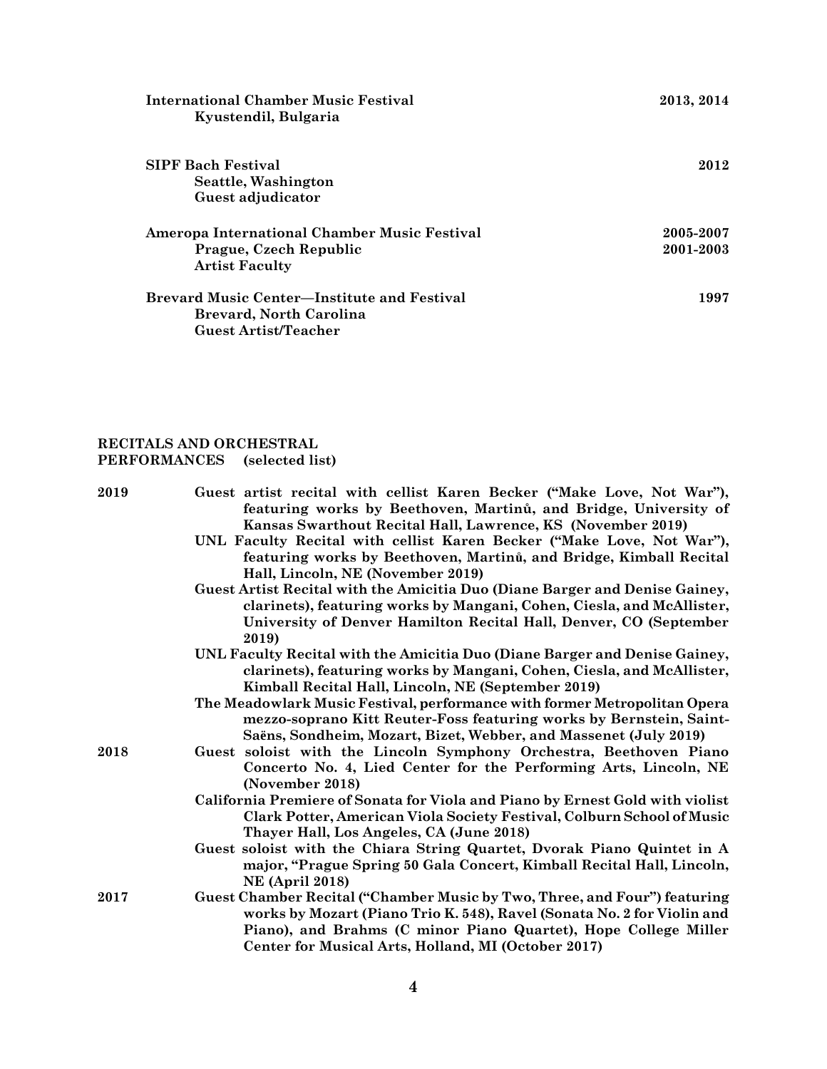**International Chamber Music Festival** — **2013, 2014**
**Kyustendil, Bulgaria**

**SIPF Bach Festival** — **2012**
**Seattle, Washington**
**Guest adjudicator**

**Ameropa International Chamber Music Festival** — **2005-2007**
**Prague, Czech Republic** — **2001-2003**
**Artist Faculty**

**Brevard Music Center—Institute and Festival** — **1997**
**Brevard, North Carolina**
**Guest Artist/Teacher**

## RECITALS AND ORCHESTRAL PERFORMANCES (selected list)

**2019**

- **Guest artist recital with cellist Karen Becker ("Make Love, Not War"), featuring works by Beethoven, Martinů, and Bridge, University of Kansas Swarthout Recital Hall, Lawrence, KS (November 2019)**
- **UNL Faculty Recital with cellist Karen Becker ("Make Love, Not War"), featuring works by Beethoven, Martinů, and Bridge, Kimball Recital Hall, Lincoln, NE (November 2019)**
- **Guest Artist Recital with the Amicitia Duo (Diane Barger and Denise Gainey, clarinets), featuring works by Mangani, Cohen, Ciesla, and McAllister, University of Denver Hamilton Recital Hall, Denver, CO (September 2019)**
- **UNL Faculty Recital with the Amicitia Duo (Diane Barger and Denise Gainey, clarinets), featuring works by Mangani, Cohen, Ciesla, and McAllister, Kimball Recital Hall, Lincoln, NE (September 2019)**
- **The Meadowlark Music Festival, performance with former Metropolitan Opera mezzo-soprano Kitt Reuter-Foss featuring works by Bernstein, Saint-Saëns, Sondheim, Mozart, Bizet, Webber, and Massenet (July 2019)**

**2018**

- **Guest soloist with the Lincoln Symphony Orchestra, Beethoven Piano Concerto No. 4, Lied Center for the Performing Arts, Lincoln, NE (November 2018)**
- **California Premiere of Sonata for Viola and Piano by Ernest Gold with violist Clark Potter, American Viola Society Festival, Colburn School of Music Thayer Hall, Los Angeles, CA (June 2018)**
- **Guest soloist with the Chiara String Quartet, Dvorak Piano Quintet in A major, "Prague Spring 50 Gala Concert, Kimball Recital Hall, Lincoln, NE (April 2018)**

**2017**

- **Guest Chamber Recital ("Chamber Music by Two, Three, and Four") featuring works by Mozart (Piano Trio K. 548), Ravel (Sonata No. 2 for Violin and Piano), and Brahms (C minor Piano Quartet), Hope College Miller Center for Musical Arts, Holland, MI (October 2017)**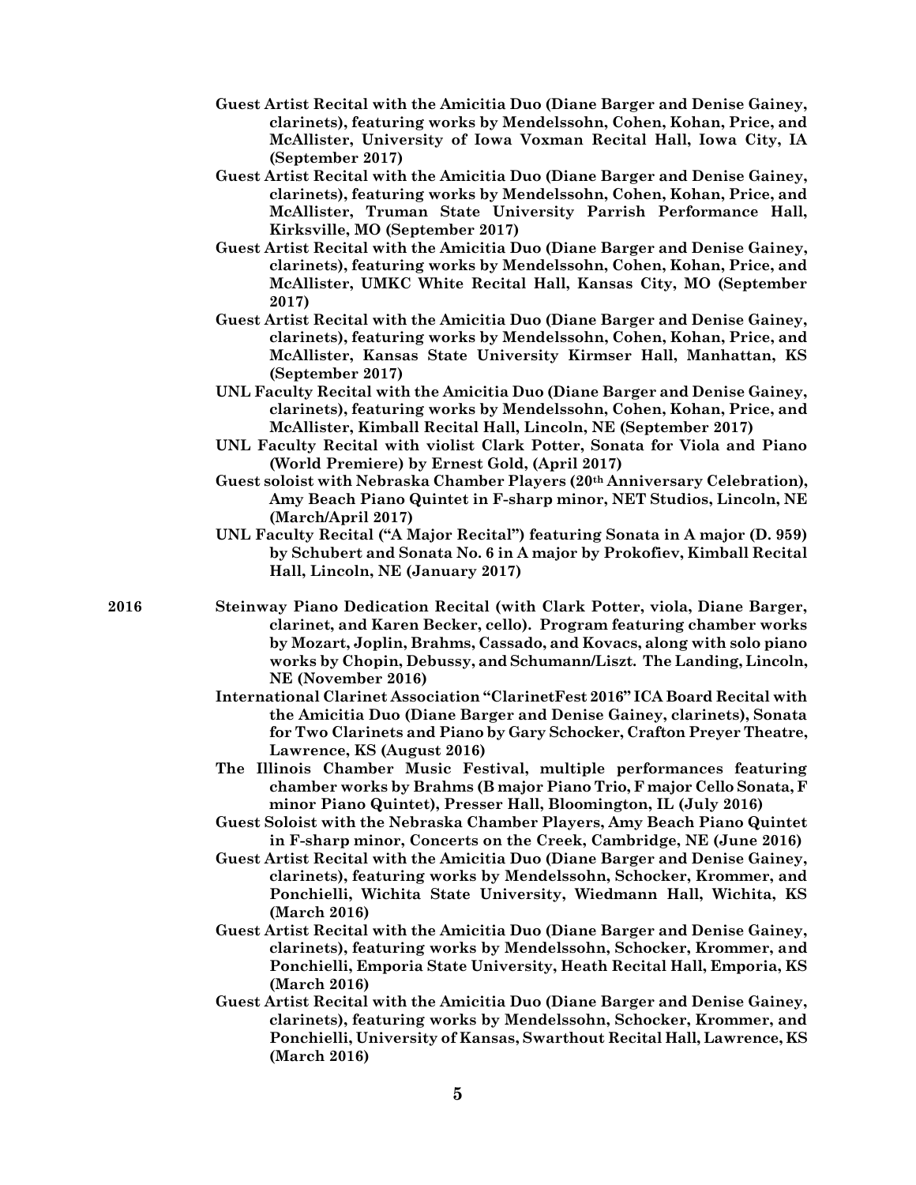**Guest Artist Recital with the Amicitia Duo (Diane Barger and Denise Gainey, clarinets), featuring works by Mendelssohn, Cohen, Kohan, Price, and McAllister, University of Iowa Voxman Recital Hall, Iowa City, IA (September 2017)**

**Guest Artist Recital with the Amicitia Duo (Diane Barger and Denise Gainey, clarinets), featuring works by Mendelssohn, Cohen, Kohan, Price, and McAllister, Truman State University Parrish Performance Hall, Kirksville, MO (September 2017)**

**Guest Artist Recital with the Amicitia Duo (Diane Barger and Denise Gainey, clarinets), featuring works by Mendelssohn, Cohen, Kohan, Price, and McAllister, UMKC White Recital Hall, Kansas City, MO (September 2017)**

**Guest Artist Recital with the Amicitia Duo (Diane Barger and Denise Gainey, clarinets), featuring works by Mendelssohn, Cohen, Kohan, Price, and McAllister, Kansas State University Kirmser Hall, Manhattan, KS (September 2017)**

**UNL Faculty Recital with the Amicitia Duo (Diane Barger and Denise Gainey, clarinets), featuring works by Mendelssohn, Cohen, Kohan, Price, and McAllister, Kimball Recital Hall, Lincoln, NE (September 2017)**

**UNL Faculty Recital with violist Clark Potter, Sonata for Viola and Piano (World Premiere) by Ernest Gold, (April 2017)**

**Guest soloist with Nebraska Chamber Players (20th Anniversary Celebration), Amy Beach Piano Quintet in F-sharp minor, NET Studios, Lincoln, NE (March/April 2017)**

**UNL Faculty Recital ("A Major Recital") featuring Sonata in A major (D. 959) by Schubert and Sonata No. 6 in A major by Prokofiev, Kimball Recital Hall, Lincoln, NE (January 2017)**

**2016**

**Steinway Piano Dedication Recital (with Clark Potter, viola, Diane Barger, clarinet, and Karen Becker, cello). Program featuring chamber works by Mozart, Joplin, Brahms, Cassado, and Kovacs, along with solo piano works by Chopin, Debussy, and Schumann/Liszt. The Landing, Lincoln, NE (November 2016)**

**International Clarinet Association "ClarinetFest 2016" ICA Board Recital with the Amicitia Duo (Diane Barger and Denise Gainey, clarinets), Sonata for Two Clarinets and Piano by Gary Schocker, Crafton Preyer Theatre, Lawrence, KS (August 2016)**

**The Illinois Chamber Music Festival, multiple performances featuring chamber works by Brahms (B major Piano Trio, F major Cello Sonata, F minor Piano Quintet), Presser Hall, Bloomington, IL (July 2016)**

**Guest Soloist with the Nebraska Chamber Players, Amy Beach Piano Quintet in F-sharp minor, Concerts on the Creek, Cambridge, NE (June 2016)**

**Guest Artist Recital with the Amicitia Duo (Diane Barger and Denise Gainey, clarinets), featuring works by Mendelssohn, Schocker, Krommer, and Ponchielli, Wichita State University, Wiedmann Hall, Wichita, KS (March 2016)**

**Guest Artist Recital with the Amicitia Duo (Diane Barger and Denise Gainey, clarinets), featuring works by Mendelssohn, Schocker, Krommer, and Ponchielli, Emporia State University, Heath Recital Hall, Emporia, KS (March 2016)**

**Guest Artist Recital with the Amicitia Duo (Diane Barger and Denise Gainey, clarinets), featuring works by Mendelssohn, Schocker, Krommer, and Ponchielli, University of Kansas, Swarthout Recital Hall, Lawrence, KS (March 2016)**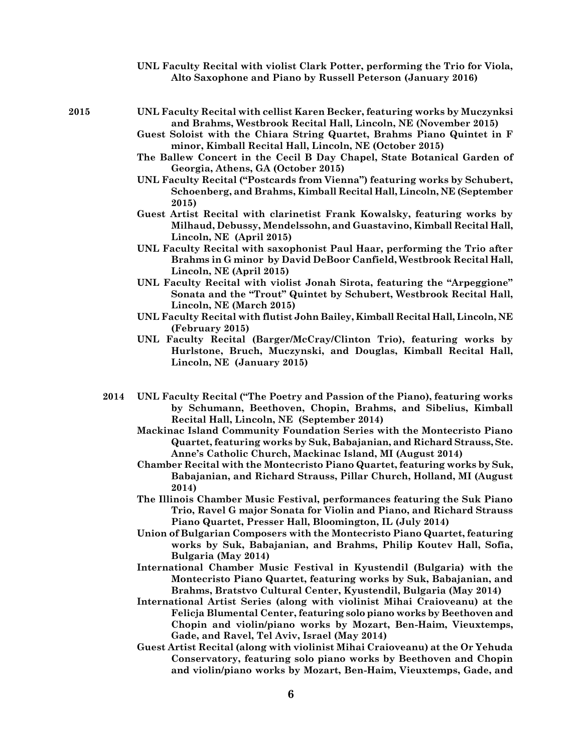**UNL Faculty Recital with violist Clark Potter, performing the Trio for Viola, Alto Saxophone and Piano by Russell Peterson (January 2016)**

**2015**

- **UNL Faculty Recital with cellist Karen Becker, featuring works by Muczynksi and Brahms, Westbrook Recital Hall, Lincoln, NE (November 2015)**
- **Guest Soloist with the Chiara String Quartet, Brahms Piano Quintet in F minor, Kimball Recital Hall, Lincoln, NE (October 2015)**
- **The Ballew Concert in the Cecil B Day Chapel, State Botanical Garden of Georgia, Athens, GA (October 2015)**
- **UNL Faculty Recital ("Postcards from Vienna") featuring works by Schubert, Schoenberg, and Brahms, Kimball Recital Hall, Lincoln, NE (September 2015)**
- **Guest Artist Recital with clarinetist Frank Kowalsky, featuring works by Milhaud, Debussy, Mendelssohn, and Guastavino, Kimball Recital Hall, Lincoln, NE (April 2015)**
- **UNL Faculty Recital with saxophonist Paul Haar, performing the Trio after Brahms in G minor by David DeBoor Canfield, Westbrook Recital Hall, Lincoln, NE (April 2015)**
- **UNL Faculty Recital with violist Jonah Sirota, featuring the "Arpeggione" Sonata and the "Trout" Quintet by Schubert, Westbrook Recital Hall, Lincoln, NE (March 2015)**
- **UNL Faculty Recital with flutist John Bailey, Kimball Recital Hall, Lincoln, NE (February 2015)**
- **UNL Faculty Recital (Barger/McCray/Clinton Trio), featuring works by Hurlstone, Bruch, Muczynski, and Douglas, Kimball Recital Hall, Lincoln, NE (January 2015)**

**2014**

- **UNL Faculty Recital ("The Poetry and Passion of the Piano), featuring works by Schumann, Beethoven, Chopin, Brahms, and Sibelius, Kimball Recital Hall, Lincoln, NE (September 2014)**
- **Mackinac Island Community Foundation Series with the Montecristo Piano Quartet, featuring works by Suk, Babajanian, and Richard Strauss, Ste. Anne's Catholic Church, Mackinac Island, MI (August 2014)**
- **Chamber Recital with the Montecristo Piano Quartet, featuring works by Suk, Babajanian, and Richard Strauss, Pillar Church, Holland, MI (August 2014)**
- **The Illinois Chamber Music Festival, performances featuring the Suk Piano Trio, Ravel G major Sonata for Violin and Piano, and Richard Strauss Piano Quartet, Presser Hall, Bloomington, IL (July 2014)**
- **Union of Bulgarian Composers with the Montecristo Piano Quartet, featuring works by Suk, Babajanian, and Brahms, Philip Koutev Hall, Sofia, Bulgaria (May 2014)**
- **International Chamber Music Festival in Kyustendil (Bulgaria) with the Montecristo Piano Quartet, featuring works by Suk, Babajanian, and Brahms, Bratstvo Cultural Center, Kyustendil, Bulgaria (May 2014)**
- **International Artist Series (along with violinist Mihai Craioveanu) at the Felicja Blumental Center, featuring solo piano works by Beethoven and Chopin and violin/piano works by Mozart, Ben-Haim, Vieuxtemps, Gade, and Ravel, Tel Aviv, Israel (May 2014)**
- **Guest Artist Recital (along with violinist Mihai Craioveanu) at the Or Yehuda Conservatory, featuring solo piano works by Beethoven and Chopin and violin/piano works by Mozart, Ben-Haim, Vieuxtemps, Gade, and**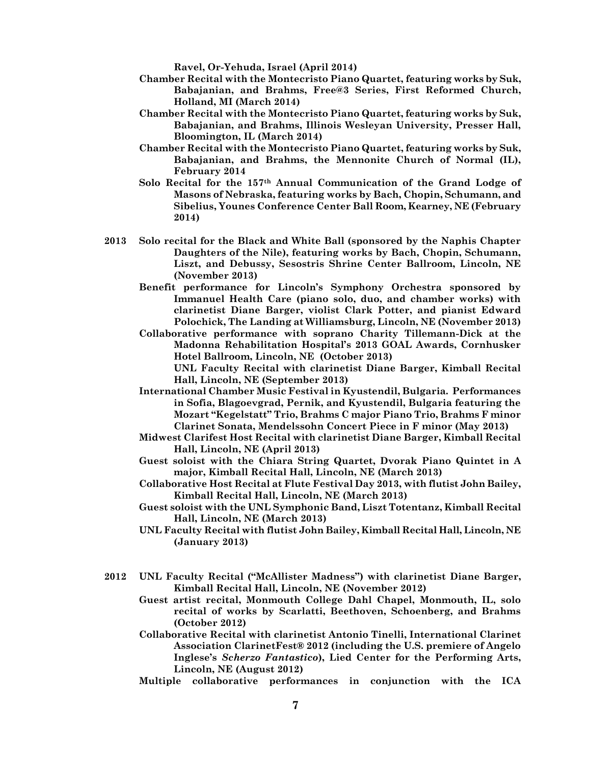**Ravel, Or-Yehuda, Israel (April 2014)**

**Chamber Recital with the Montecristo Piano Quartet, featuring works by Suk, Babajanian, and Brahms, Free@3 Series, First Reformed Church, Holland, MI (March 2014)**

**Chamber Recital with the Montecristo Piano Quartet, featuring works by Suk, Babajanian, and Brahms, Illinois Wesleyan University, Presser Hall, Bloomington, IL (March 2014)**

**Chamber Recital with the Montecristo Piano Quartet, featuring works by Suk, Babajanian, and Brahms, the Mennonite Church of Normal (IL), February 2014**

**Solo Recital for the 157th Annual Communication of the Grand Lodge of Masons of Nebraska, featuring works by Bach, Chopin, Schumann, and Sibelius, Younes Conference Center Ball Room, Kearney, NE (February 2014)**

**2013 Solo recital for the Black and White Ball (sponsored by the Naphis Chapter Daughters of the Nile), featuring works by Bach, Chopin, Schumann, Liszt, and Debussy, Sesostris Shrine Center Ballroom, Lincoln, NE (November 2013)**

**Benefit performance for Lincoln's Symphony Orchestra sponsored by Immanuel Health Care (piano solo, duo, and chamber works) with clarinetist Diane Barger, violist Clark Potter, and pianist Edward Polochick, The Landing at Williamsburg, Lincoln, NE (November 2013)**

**Collaborative performance with soprano Charity Tillemann-Dick at the Madonna Rehabilitation Hospital's 2013 GOAL Awards, Cornhusker Hotel Ballroom, Lincoln, NE (October 2013)**

**UNL Faculty Recital with clarinetist Diane Barger, Kimball Recital Hall, Lincoln, NE (September 2013)**

**International Chamber Music Festival in Kyustendil, Bulgaria. Performances in Sofia, Blagoevgrad, Pernik, and Kyustendil, Bulgaria featuring the Mozart "Kegelstatt" Trio, Brahms C major Piano Trio, Brahms F minor Clarinet Sonata, Mendelssohn Concert Piece in F minor (May 2013)**

**Midwest Clarifest Host Recital with clarinetist Diane Barger, Kimball Recital Hall, Lincoln, NE (April 2013)**

**Guest soloist with the Chiara String Quartet, Dvorak Piano Quintet in A major, Kimball Recital Hall, Lincoln, NE (March 2013)**

**Collaborative Host Recital at Flute Festival Day 2013, with flutist John Bailey, Kimball Recital Hall, Lincoln, NE (March 2013)**

**Guest soloist with the UNL Symphonic Band, Liszt Totentanz, Kimball Recital Hall, Lincoln, NE (March 2013)**

**UNL Faculty Recital with flutist John Bailey, Kimball Recital Hall, Lincoln, NE (January 2013)**

**2012 UNL Faculty Recital ("McAllister Madness") with clarinetist Diane Barger, Kimball Recital Hall, Lincoln, NE (November 2012)**

**Guest artist recital, Monmouth College Dahl Chapel, Monmouth, IL, solo recital of works by Scarlatti, Beethoven, Schoenberg, and Brahms (October 2012)**

**Collaborative Recital with clarinetist Antonio Tinelli, International Clarinet Association ClarinetFest® 2012 (including the U.S. premiere of Angelo Inglese's *Scherzo Fantastico*), Lied Center for the Performing Arts, Lincoln, NE (August 2012)**

**Multiple collaborative performances in conjunction with the ICA**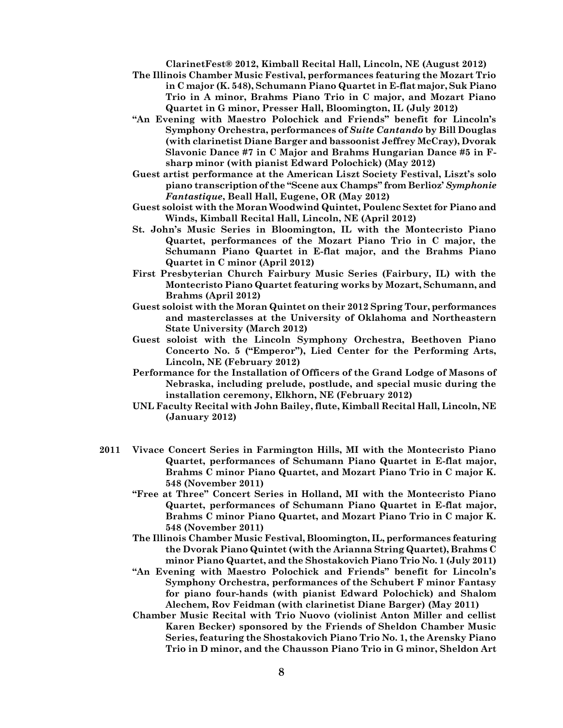**ClarinetFest® 2012, Kimball Recital Hall, Lincoln, NE (August 2012)**

**The Illinois Chamber Music Festival, performances featuring the Mozart Trio in C major (K. 548), Schumann Piano Quartet in E-flat major, Suk Piano Trio in A minor, Brahms Piano Trio in C major, and Mozart Piano Quartet in G minor, Presser Hall, Bloomington, IL (July 2012)**

**"An Evening with Maestro Polochick and Friends" benefit for Lincoln's Symphony Orchestra, performances of *Suite Cantando* by Bill Douglas (with clarinetist Diane Barger and bassoonist Jeffrey McCray), Dvorak Slavonic Dance #7 in C Major and Brahms Hungarian Dance #5 in F-sharp minor (with pianist Edward Polochick) (May 2012)**

**Guest artist performance at the American Liszt Society Festival, Liszt's solo piano transcription of the "Scene aux Champs" from Berlioz' *Symphonie Fantastique*, Beall Hall, Eugene, OR (May 2012)**

**Guest soloist with the Moran Woodwind Quintet, Poulenc Sextet for Piano and Winds, Kimball Recital Hall, Lincoln, NE (April 2012)**

**St. John's Music Series in Bloomington, IL with the Montecristo Piano Quartet, performances of the Mozart Piano Trio in C major, the Schumann Piano Quartet in E-flat major, and the Brahms Piano Quartet in C minor (April 2012)**

**First Presbyterian Church Fairbury Music Series (Fairbury, IL) with the Montecristo Piano Quartet featuring works by Mozart, Schumann, and Brahms (April 2012)**

**Guest soloist with the Moran Quintet on their 2012 Spring Tour, performances and masterclasses at the University of Oklahoma and Northeastern State University (March 2012)**

**Guest soloist with the Lincoln Symphony Orchestra, Beethoven Piano Concerto No. 5 ("Emperor"), Lied Center for the Performing Arts, Lincoln, NE (February 2012)**

**Performance for the Installation of Officers of the Grand Lodge of Masons of Nebraska, including prelude, postlude, and special music during the installation ceremony, Elkhorn, NE (February 2012)**

**UNL Faculty Recital with John Bailey, flute, Kimball Recital Hall, Lincoln, NE (January 2012)**

**2011** **Vivace Concert Series in Farmington Hills, MI with the Montecristo Piano Quartet, performances of Schumann Piano Quartet in E-flat major, Brahms C minor Piano Quartet, and Mozart Piano Trio in C major K. 548 (November 2011)**

**"Free at Three" Concert Series in Holland, MI with the Montecristo Piano Quartet, performances of Schumann Piano Quartet in E-flat major, Brahms C minor Piano Quartet, and Mozart Piano Trio in C major K. 548 (November 2011)**

**The Illinois Chamber Music Festival, Bloomington, IL, performances featuring the Dvorak Piano Quintet (with the Arianna String Quartet), Brahms C minor Piano Quartet, and the Shostakovich Piano Trio No. 1 (July 2011)**

**"An Evening with Maestro Polochick and Friends" benefit for Lincoln's Symphony Orchestra, performances of the Schubert F minor Fantasy for piano four-hands (with pianist Edward Polochick) and Shalom Alechem, Rov Feidman (with clarinetist Diane Barger) (May 2011)**

**Chamber Music Recital with Trio Nuovo (violinist Anton Miller and cellist Karen Becker) sponsored by the Friends of Sheldon Chamber Music Series, featuring the Shostakovich Piano Trio No. 1, the Arensky Piano Trio in D minor, and the Chausson Piano Trio in G minor, Sheldon Art**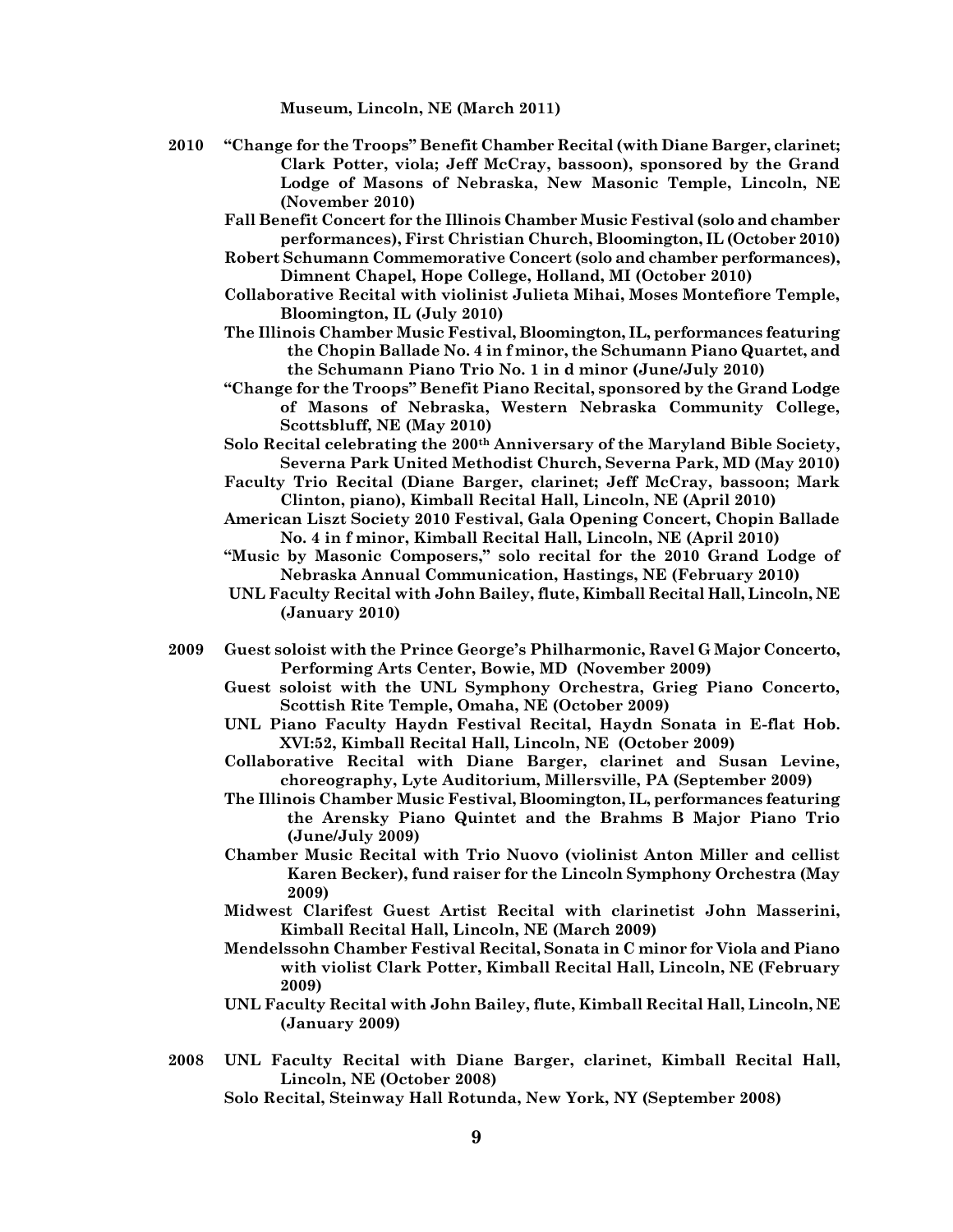**Museum, Lincoln, NE (March 2011)**

**2010** **"Change for the Troops" Benefit Chamber Recital (with Diane Barger, clarinet; Clark Potter, viola; Jeff McCray, bassoon), sponsored by the Grand Lodge of Masons of Nebraska, New Masonic Temple, Lincoln, NE (November 2010)**

**Fall Benefit Concert for the Illinois Chamber Music Festival (solo and chamber performances), First Christian Church, Bloomington, IL (October 2010)**

**Robert Schumann Commemorative Concert (solo and chamber performances), Dimnent Chapel, Hope College, Holland, MI (October 2010)**

**Collaborative Recital with violinist Julieta Mihai, Moses Montefiore Temple, Bloomington, IL (July 2010)**

**The Illinois Chamber Music Festival, Bloomington, IL, performances featuring the Chopin Ballade No. 4 in f minor, the Schumann Piano Quartet, and the Schumann Piano Trio No. 1 in d minor (June/July 2010)**

**"Change for the Troops" Benefit Piano Recital, sponsored by the Grand Lodge of Masons of Nebraska, Western Nebraska Community College, Scottsbluff, NE (May 2010)**

**Solo Recital celebrating the 200th Anniversary of the Maryland Bible Society, Severna Park United Methodist Church, Severna Park, MD (May 2010)**

**Faculty Trio Recital (Diane Barger, clarinet; Jeff McCray, bassoon; Mark Clinton, piano), Kimball Recital Hall, Lincoln, NE (April 2010)**

**American Liszt Society 2010 Festival, Gala Opening Concert, Chopin Ballade No. 4 in f minor, Kimball Recital Hall, Lincoln, NE (April 2010)**

**"Music by Masonic Composers," solo recital for the 2010 Grand Lodge of Nebraska Annual Communication, Hastings, NE (February 2010)**

**UNL Faculty Recital with John Bailey, flute, Kimball Recital Hall, Lincoln, NE (January 2010)**

**2009** **Guest soloist with the Prince George's Philharmonic, Ravel G Major Concerto, Performing Arts Center, Bowie, MD (November 2009)**

**Guest soloist with the UNL Symphony Orchestra, Grieg Piano Concerto, Scottish Rite Temple, Omaha, NE (October 2009)**

**UNL Piano Faculty Haydn Festival Recital, Haydn Sonata in E-flat Hob. XVI:52, Kimball Recital Hall, Lincoln, NE (October 2009)**

**Collaborative Recital with Diane Barger, clarinet and Susan Levine, choreography, Lyte Auditorium, Millersville, PA (September 2009)**

**The Illinois Chamber Music Festival, Bloomington, IL, performances featuring the Arensky Piano Quintet and the Brahms B Major Piano Trio (June/July 2009)**

**Chamber Music Recital with Trio Nuovo (violinist Anton Miller and cellist Karen Becker), fund raiser for the Lincoln Symphony Orchestra (May 2009)**

**Midwest Clarifest Guest Artist Recital with clarinetist John Masserini, Kimball Recital Hall, Lincoln, NE (March 2009)**

**Mendelssohn Chamber Festival Recital, Sonata in C minor for Viola and Piano with violist Clark Potter, Kimball Recital Hall, Lincoln, NE (February 2009)**

**UNL Faculty Recital with John Bailey, flute, Kimball Recital Hall, Lincoln, NE (January 2009)**

**2008** **UNL Faculty Recital with Diane Barger, clarinet, Kimball Recital Hall, Lincoln, NE (October 2008)**

**Solo Recital, Steinway Hall Rotunda, New York, NY (September 2008)**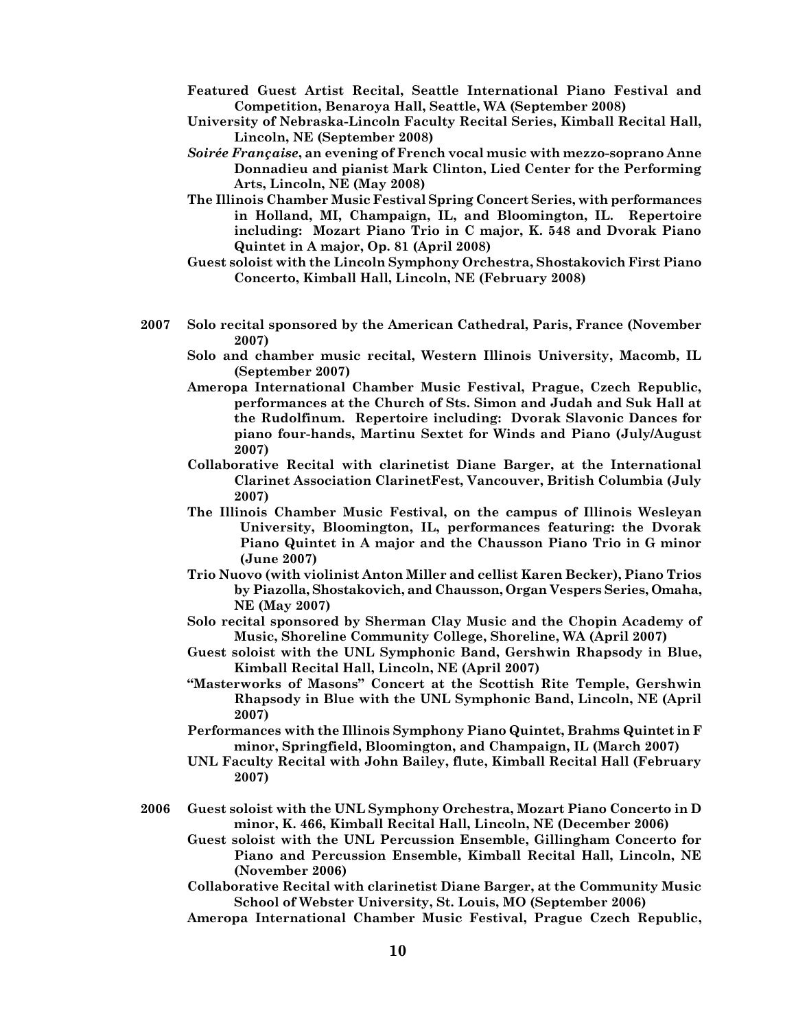**Featured Guest Artist Recital, Seattle International Piano Festival and Competition, Benaroya Hall, Seattle, WA (September 2008)**

**University of Nebraska-Lincoln Faculty Recital Series, Kimball Recital Hall, Lincoln, NE (September 2008)**

***Soirée Française*, an evening of French vocal music with mezzo-soprano Anne Donnadieu and pianist Mark Clinton, Lied Center for the Performing Arts, Lincoln, NE (May 2008)**

**The Illinois Chamber Music Festival Spring Concert Series, with performances in Holland, MI, Champaign, IL, and Bloomington, IL. Repertoire including: Mozart Piano Trio in C major, K. 548 and Dvorak Piano Quintet in A major, Op. 81 (April 2008)**

**Guest soloist with the Lincoln Symphony Orchestra, Shostakovich First Piano Concerto, Kimball Hall, Lincoln, NE (February 2008)**

**2007** **Solo recital sponsored by the American Cathedral, Paris, France (November 2007)**

**Solo and chamber music recital, Western Illinois University, Macomb, IL (September 2007)**

**Ameropa International Chamber Music Festival, Prague, Czech Republic, performances at the Church of Sts. Simon and Judah and Suk Hall at the Rudolfinum. Repertoire including: Dvorak Slavonic Dances for piano four-hands, Martinu Sextet for Winds and Piano (July/August 2007)**

**Collaborative Recital with clarinetist Diane Barger, at the International Clarinet Association ClarinetFest, Vancouver, British Columbia (July 2007)**

**The Illinois Chamber Music Festival, on the campus of Illinois Wesleyan University, Bloomington, IL, performances featuring: the Dvorak Piano Quintet in A major and the Chausson Piano Trio in G minor (June 2007)**

**Trio Nuovo (with violinist Anton Miller and cellist Karen Becker), Piano Trios by Piazolla, Shostakovich, and Chausson, Organ Vespers Series, Omaha, NE (May 2007)**

**Solo recital sponsored by Sherman Clay Music and the Chopin Academy of Music, Shoreline Community College, Shoreline, WA (April 2007)**

**Guest soloist with the UNL Symphonic Band, Gershwin Rhapsody in Blue, Kimball Recital Hall, Lincoln, NE (April 2007)**

**"Masterworks of Masons" Concert at the Scottish Rite Temple, Gershwin Rhapsody in Blue with the UNL Symphonic Band, Lincoln, NE (April 2007)**

**Performances with the Illinois Symphony Piano Quintet, Brahms Quintet in F minor, Springfield, Bloomington, and Champaign, IL (March 2007)**

**UNL Faculty Recital with John Bailey, flute, Kimball Recital Hall (February 2007)**

**2006** **Guest soloist with the UNL Symphony Orchestra, Mozart Piano Concerto in D minor, K. 466, Kimball Recital Hall, Lincoln, NE (December 2006)**

**Guest soloist with the UNL Percussion Ensemble, Gillingham Concerto for Piano and Percussion Ensemble, Kimball Recital Hall, Lincoln, NE (November 2006)**

**Collaborative Recital with clarinetist Diane Barger, at the Community Music School of Webster University, St. Louis, MO (September 2006)**

**Ameropa International Chamber Music Festival, Prague Czech Republic,**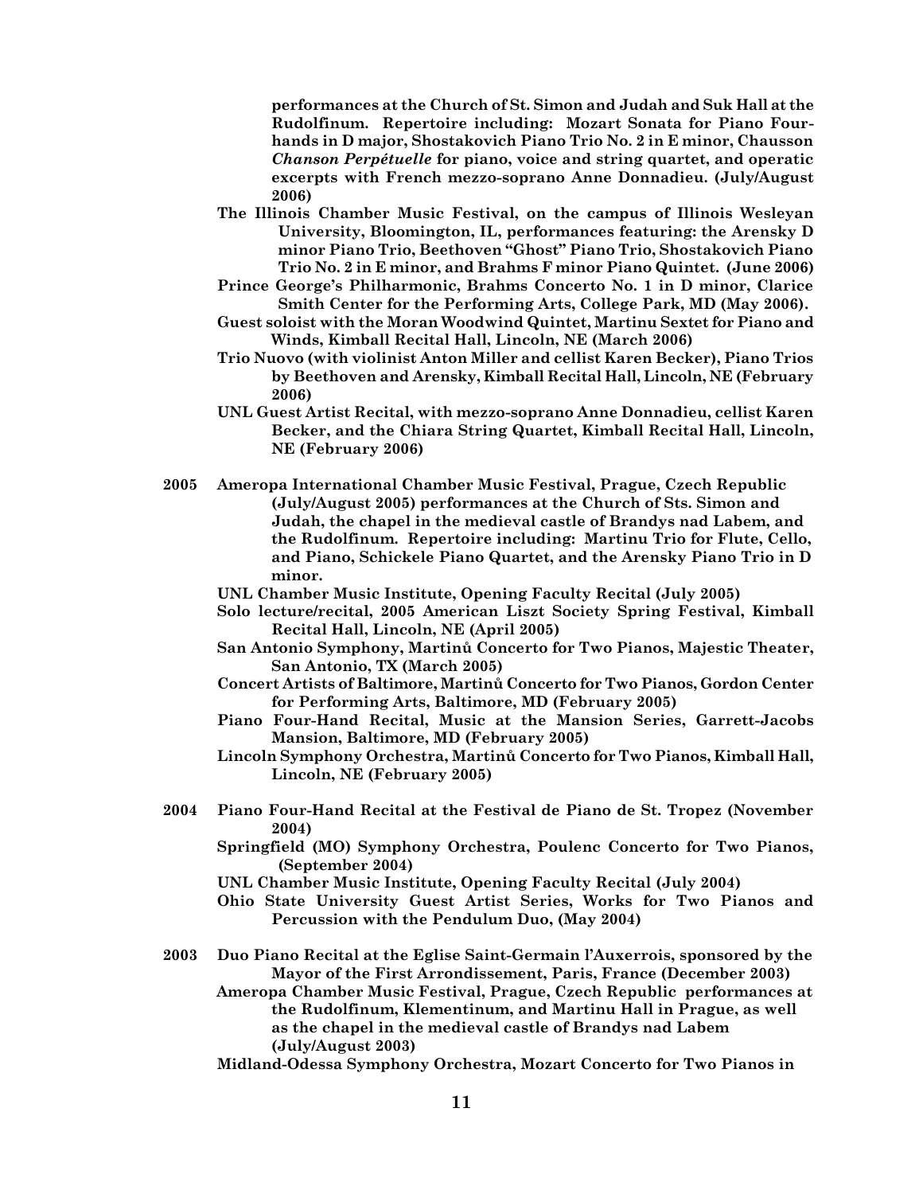**performances at the Church of St. Simon and Judah and Suk Hall at the Rudolfinum. Repertoire including: Mozart Sonata for Piano Four-hands in D major, Shostakovich Piano Trio No. 2 in E minor, Chausson *Chanson Perpétuelle* for piano, voice and string quartet, and operatic excerpts with French mezzo-soprano Anne Donnadieu. (July/August 2006)**

**The Illinois Chamber Music Festival, on the campus of Illinois Wesleyan University, Bloomington, IL, performances featuring: the Arensky D minor Piano Trio, Beethoven "Ghost" Piano Trio, Shostakovich Piano Trio No. 2 in E minor, and Brahms F minor Piano Quintet. (June 2006)**

**Prince George's Philharmonic, Brahms Concerto No. 1 in D minor, Clarice Smith Center for the Performing Arts, College Park, MD (May 2006).**

**Guest soloist with the Moran Woodwind Quintet, Martinu Sextet for Piano and Winds, Kimball Recital Hall, Lincoln, NE (March 2006)**

**Trio Nuovo (with violinist Anton Miller and cellist Karen Becker), Piano Trios by Beethoven and Arensky, Kimball Recital Hall, Lincoln, NE (February 2006)**

**UNL Guest Artist Recital, with mezzo-soprano Anne Donnadieu, cellist Karen Becker, and the Chiara String Quartet, Kimball Recital Hall, Lincoln, NE (February 2006)**

**2005** **Ameropa International Chamber Music Festival, Prague, Czech Republic (July/August 2005) performances at the Church of Sts. Simon and Judah, the chapel in the medieval castle of Brandys nad Labem, and the Rudolfinum. Repertoire including: Martinu Trio for Flute, Cello, and Piano, Schickele Piano Quartet, and the Arensky Piano Trio in D minor.**

**UNL Chamber Music Institute, Opening Faculty Recital (July 2005)**

**Solo lecture/recital, 2005 American Liszt Society Spring Festival, Kimball Recital Hall, Lincoln, NE (April 2005)**

**San Antonio Symphony, Martinů Concerto for Two Pianos, Majestic Theater, San Antonio, TX (March 2005)**

**Concert Artists of Baltimore, Martinů Concerto for Two Pianos, Gordon Center for Performing Arts, Baltimore, MD (February 2005)**

**Piano Four-Hand Recital, Music at the Mansion Series, Garrett-Jacobs Mansion, Baltimore, MD (February 2005)**

**Lincoln Symphony Orchestra, Martinů Concerto for Two Pianos, Kimball Hall, Lincoln, NE (February 2005)**

**2004** **Piano Four-Hand Recital at the Festival de Piano de St. Tropez (November 2004)**

**Springfield (MO) Symphony Orchestra, Poulenc Concerto for Two Pianos, (September 2004)**

**UNL Chamber Music Institute, Opening Faculty Recital (July 2004)**

**Ohio State University Guest Artist Series, Works for Two Pianos and Percussion with the Pendulum Duo, (May 2004)**

**2003** **Duo Piano Recital at the Eglise Saint-Germain l'Auxerrois, sponsored by the Mayor of the First Arrondissement, Paris, France (December 2003)**

**Ameropa Chamber Music Festival, Prague, Czech Republic performances at the Rudolfinum, Klementinum, and Martinu Hall in Prague, as well as the chapel in the medieval castle of Brandys nad Labem (July/August 2003)**

**Midland-Odessa Symphony Orchestra, Mozart Concerto for Two Pianos in**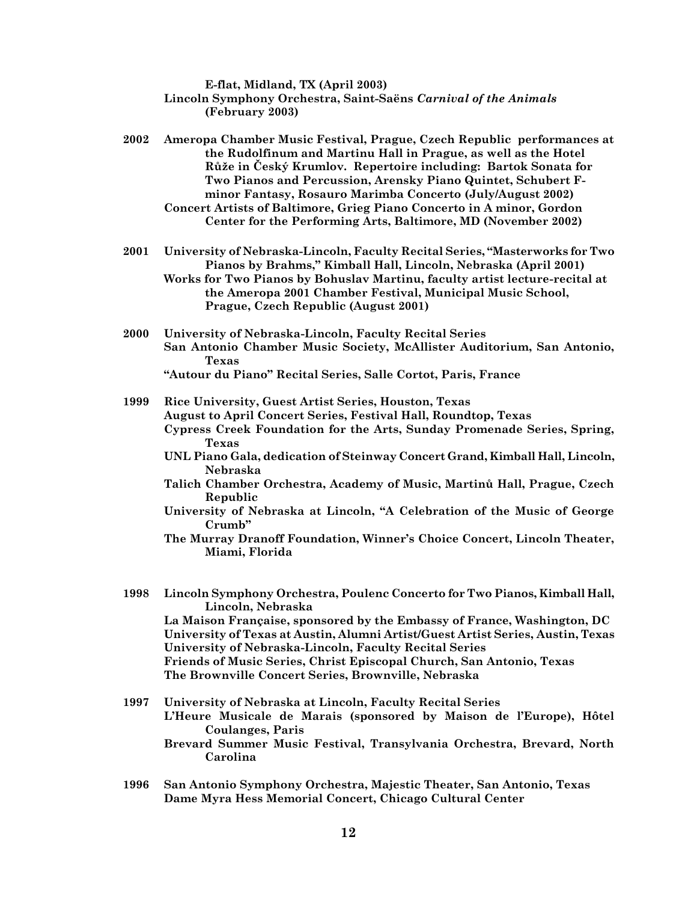**E-flat, Midland, TX (April 2003)**
**Lincoln Symphony Orchestra, Saint-Saëns *Carnival of the Animals* (February 2003)**

**2002** **Ameropa Chamber Music Festival, Prague, Czech Republic performances at the Rudolfinum and Martinu Hall in Prague, as well as the Hotel Růže in Český Krumlov. Repertoire including: Bartok Sonata for Two Pianos and Percussion, Arensky Piano Quintet, Schubert F-minor Fantasy, Rosauro Marimba Concerto (July/August 2002)**
**Concert Artists of Baltimore, Grieg Piano Concerto in A minor, Gordon Center for the Performing Arts, Baltimore, MD (November 2002)**

**2001** **University of Nebraska-Lincoln, Faculty Recital Series, "Masterworks for Two Pianos by Brahms," Kimball Hall, Lincoln, Nebraska (April 2001)**
**Works for Two Pianos by Bohuslav Martinu, faculty artist lecture-recital at the Ameropa 2001 Chamber Festival, Municipal Music School, Prague, Czech Republic (August 2001)**

**2000** **University of Nebraska-Lincoln, Faculty Recital Series**
**San Antonio Chamber Music Society, McAllister Auditorium, San Antonio, Texas**
**"Autour du Piano" Recital Series, Salle Cortot, Paris, France**

**1999** **Rice University, Guest Artist Series, Houston, Texas**
**August to April Concert Series, Festival Hall, Roundtop, Texas**
**Cypress Creek Foundation for the Arts, Sunday Promenade Series, Spring, Texas**
**UNL Piano Gala, dedication of Steinway Concert Grand, Kimball Hall, Lincoln, Nebraska**
**Talich Chamber Orchestra, Academy of Music, Martinů Hall, Prague, Czech Republic**
**University of Nebraska at Lincoln, "A Celebration of the Music of George Crumb"**
**The Murray Dranoff Foundation, Winner's Choice Concert, Lincoln Theater, Miami, Florida**

**1998** **Lincoln Symphony Orchestra, Poulenc Concerto for Two Pianos, Kimball Hall, Lincoln, Nebraska**
**La Maison Française, sponsored by the Embassy of France, Washington, DC**
**University of Texas at Austin, Alumni Artist/Guest Artist Series, Austin, Texas**
**University of Nebraska-Lincoln, Faculty Recital Series**
**Friends of Music Series, Christ Episcopal Church, San Antonio, Texas**
**The Brownville Concert Series, Brownville, Nebraska**

**1997** **University of Nebraska at Lincoln, Faculty Recital Series**
**L'Heure Musicale de Marais (sponsored by Maison de l'Europe), Hôtel Coulanges, Paris**
**Brevard Summer Music Festival, Transylvania Orchestra, Brevard, North Carolina**

**1996** **San Antonio Symphony Orchestra, Majestic Theater, San Antonio, Texas**
**Dame Myra Hess Memorial Concert, Chicago Cultural Center**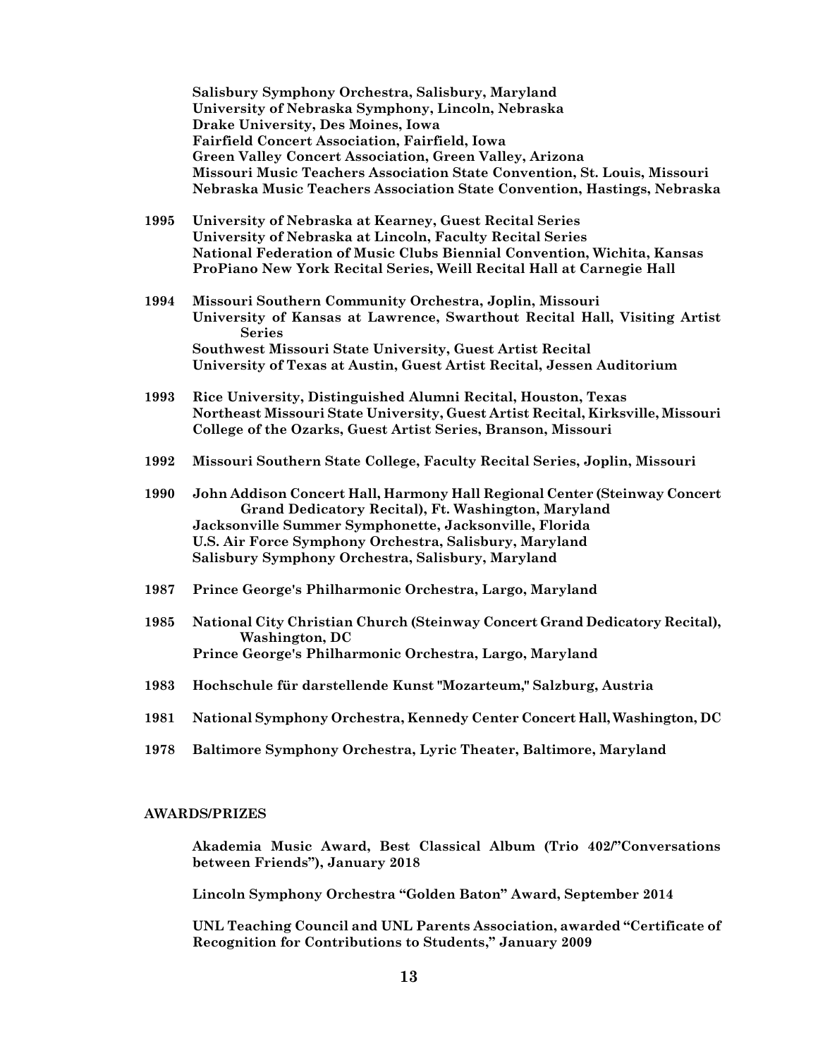**Salisbury Symphony Orchestra, Salisbury, Maryland**
**University of Nebraska Symphony, Lincoln, Nebraska**
**Drake University, Des Moines, Iowa**
**Fairfield Concert Association, Fairfield, Iowa**
**Green Valley Concert Association, Green Valley, Arizona**
**Missouri Music Teachers Association State Convention, St. Louis, Missouri**
**Nebraska Music Teachers Association State Convention, Hastings, Nebraska**

**1995** **University of Nebraska at Kearney, Guest Recital Series**
**University of Nebraska at Lincoln, Faculty Recital Series**
**National Federation of Music Clubs Biennial Convention, Wichita, Kansas**
**ProPiano New York Recital Series, Weill Recital Hall at Carnegie Hall**

**1994** **Missouri Southern Community Orchestra, Joplin, Missouri**
**University of Kansas at Lawrence, Swarthout Recital Hall, Visiting Artist Series**
**Southwest Missouri State University, Guest Artist Recital**
**University of Texas at Austin, Guest Artist Recital, Jessen Auditorium**

**1993** **Rice University, Distinguished Alumni Recital, Houston, Texas**
**Northeast Missouri State University, Guest Artist Recital, Kirksville, Missouri**
**College of the Ozarks, Guest Artist Series, Branson, Missouri**

**1992** **Missouri Southern State College, Faculty Recital Series, Joplin, Missouri**

**1990** **John Addison Concert Hall, Harmony Hall Regional Center (Steinway Concert Grand Dedicatory Recital), Ft. Washington, Maryland**
**Jacksonville Summer Symphonette, Jacksonville, Florida**
**U.S. Air Force Symphony Orchestra, Salisbury, Maryland**
**Salisbury Symphony Orchestra, Salisbury, Maryland**

**1987** **Prince George's Philharmonic Orchestra, Largo, Maryland**

**1985** **National City Christian Church (Steinway Concert Grand Dedicatory Recital), Washington, DC**
**Prince George's Philharmonic Orchestra, Largo, Maryland**

**1983** **Hochschule für darstellende Kunst "Mozarteum," Salzburg, Austria**

**1981** **National Symphony Orchestra, Kennedy Center Concert Hall, Washington, DC**

**1978** **Baltimore Symphony Orchestra, Lyric Theater, Baltimore, Maryland**

## AWARDS/PRIZES

**Akademia Music Award, Best Classical Album (Trio 402/"Conversations between Friends"), January 2018**

**Lincoln Symphony Orchestra "Golden Baton" Award, September 2014**

**UNL Teaching Council and UNL Parents Association, awarded "Certificate of Recognition for Contributions to Students," January 2009**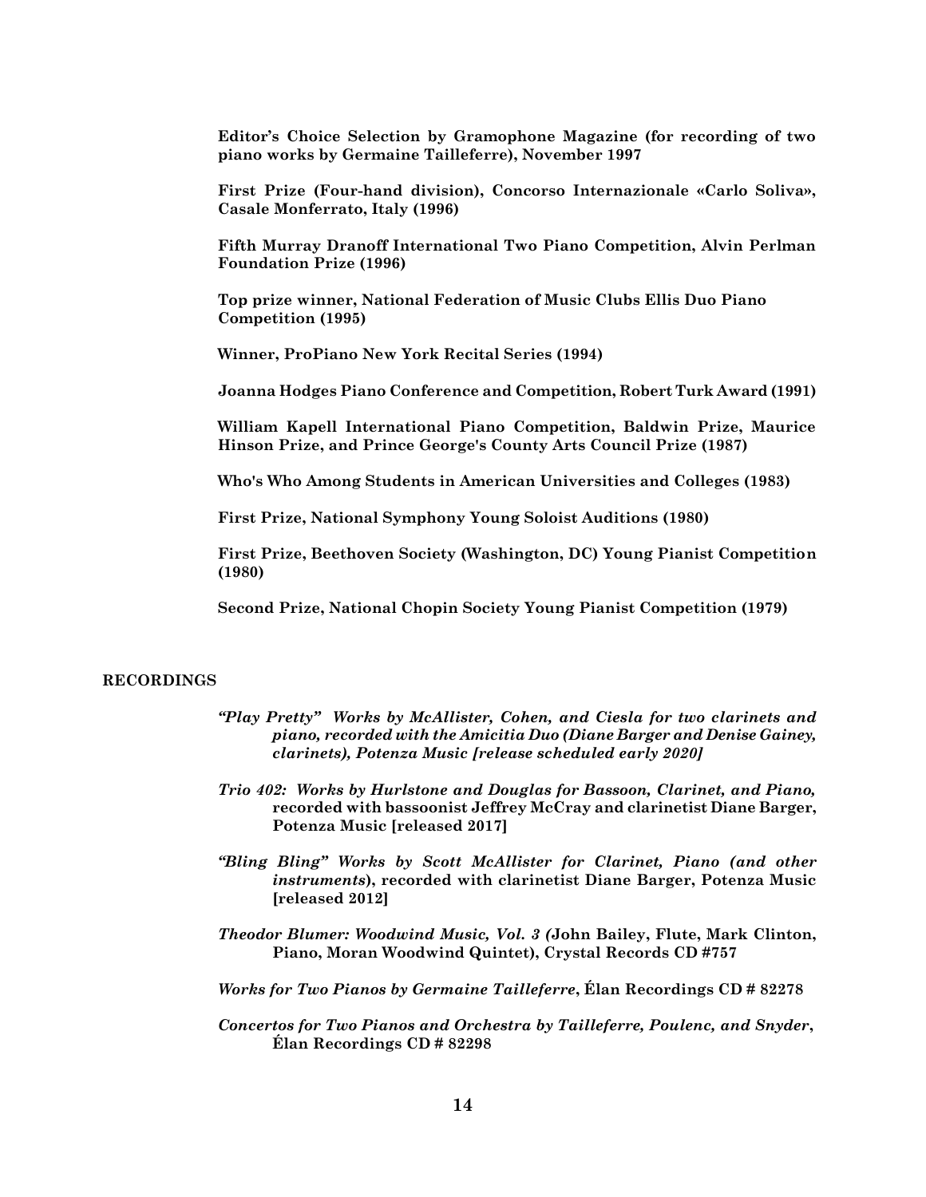**Editor's Choice Selection by Gramophone Magazine (for recording of two piano works by Germaine Tailleferre), November 1997**

**First Prize (Four-hand division), Concorso Internazionale «Carlo Soliva», Casale Monferrato, Italy (1996)**

**Fifth Murray Dranoff International Two Piano Competition, Alvin Perlman Foundation Prize (1996)**

**Top prize winner, National Federation of Music Clubs Ellis Duo Piano Competition (1995)**

**Winner, ProPiano New York Recital Series (1994)**

**Joanna Hodges Piano Conference and Competition, Robert Turk Award (1991)**

**William Kapell International Piano Competition, Baldwin Prize, Maurice Hinson Prize, and Prince George's County Arts Council Prize (1987)**

**Who's Who Among Students in American Universities and Colleges (1983)**

**First Prize, National Symphony Young Soloist Auditions (1980)**

**First Prize, Beethoven Society (Washington, DC) Young Pianist Competition (1980)**

**Second Prize, National Chopin Society Young Pianist Competition (1979)**

## RECORDINGS

***"Play Pretty" Works by McAllister, Cohen, and Ciesla for two clarinets and piano, recorded with the Amicitia Duo (Diane Barger and Denise Gainey, clarinets), Potenza Music [release scheduled early 2020]***

***Trio 402: Works by Hurlstone and Douglas for Bassoon, Clarinet, and Piano,*** **recorded with bassoonist Jeffrey McCray and clarinetist Diane Barger, Potenza Music [released 2017]**

***"Bling Bling" Works by Scott McAllister for Clarinet, Piano (and other instruments*)**, recorded with clarinetist Diane Barger, Potenza Music [released 2012]**

***Theodor Blumer: Woodwind Music, Vol. 3 (*John Bailey, Flute, Mark Clinton, Piano, Moran Woodwind Quintet), Crystal Records CD #757**

***Works for Two Pianos by Germaine Tailleferre*, Élan Recordings CD # 82278**

***Concertos for Two Pianos and Orchestra by Tailleferre, Poulenc, and Snyder*, Élan Recordings CD # 82298**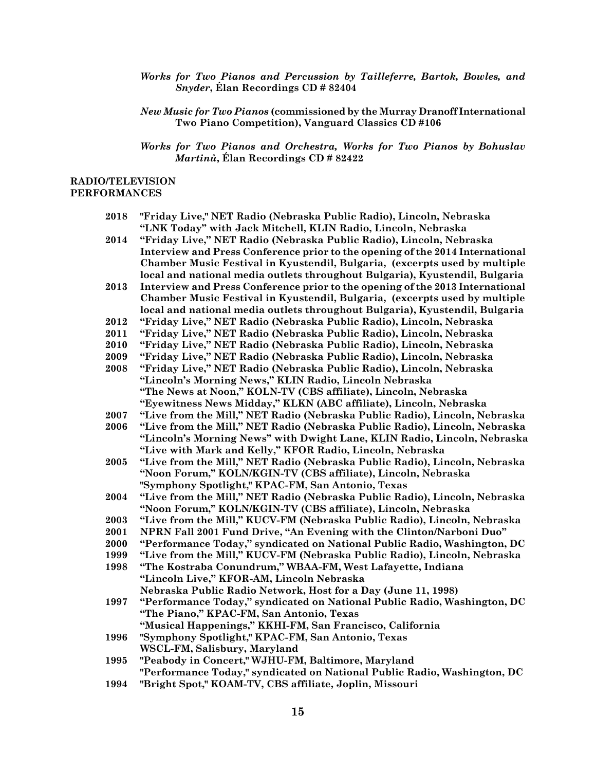***Works for Two Pianos and Percussion by Tailleferre, Bartok, Bowles, and Snyder*, Élan Recordings CD # 82404**

***New Music for Two Pianos* (commissioned by the Murray Dranoff International Two Piano Competition), Vanguard Classics CD #106**

***Works for Two Pianos and Orchestra, Works for Two Pianos by Bohuslav Martinů*, Élan Recordings CD # 82422**

## RADIO/TELEVISION PERFORMANCES

**2018** "Friday Live," NET Radio (Nebraska Public Radio), Lincoln, Nebraska
"LNK Today" with Jack Mitchell, KLIN Radio, Lincoln, Nebraska

**2014** "Friday Live," NET Radio (Nebraska Public Radio), Lincoln, Nebraska
Interview and Press Conference prior to the opening of the 2014 International Chamber Music Festival in Kyustendil, Bulgaria, (excerpts used by multiple local and national media outlets throughout Bulgaria), Kyustendil, Bulgaria

**2013** Interview and Press Conference prior to the opening of the 2013 International Chamber Music Festival in Kyustendil, Bulgaria, (excerpts used by multiple local and national media outlets throughout Bulgaria), Kyustendil, Bulgaria

**2012** "Friday Live," NET Radio (Nebraska Public Radio), Lincoln, Nebraska

**2011** "Friday Live," NET Radio (Nebraska Public Radio), Lincoln, Nebraska

**2010** "Friday Live," NET Radio (Nebraska Public Radio), Lincoln, Nebraska

**2009** "Friday Live," NET Radio (Nebraska Public Radio), Lincoln, Nebraska

**2008** "Friday Live," NET Radio (Nebraska Public Radio), Lincoln, Nebraska
"Lincoln's Morning News," KLIN Radio, Lincoln Nebraska
"The News at Noon," KOLN-TV (CBS affiliate), Lincoln, Nebraska
"Eyewitness News Midday," KLKN (ABC affiliate), Lincoln, Nebraska

**2007** "Live from the Mill," NET Radio (Nebraska Public Radio), Lincoln, Nebraska

**2006** "Live from the Mill," NET Radio (Nebraska Public Radio), Lincoln, Nebraska
"Lincoln's Morning News" with Dwight Lane, KLIN Radio, Lincoln, Nebraska
"Live with Mark and Kelly," KFOR Radio, Lincoln, Nebraska

**2005** "Live from the Mill," NET Radio (Nebraska Public Radio), Lincoln, Nebraska
"Noon Forum," KOLN/KGIN-TV (CBS affiliate), Lincoln, Nebraska
"Symphony Spotlight," KPAC-FM, San Antonio, Texas

**2004** "Live from the Mill," NET Radio (Nebraska Public Radio), Lincoln, Nebraska
"Noon Forum," KOLN/KGIN-TV (CBS affiliate), Lincoln, Nebraska

**2003** "Live from the Mill," KUCV-FM (Nebraska Public Radio), Lincoln, Nebraska

**2001** NPRN Fall 2001 Fund Drive, "An Evening with the Clinton/Narboni Duo"

**2000** "Performance Today," syndicated on National Public Radio, Washington, DC

**1999** "Live from the Mill," KUCV-FM (Nebraska Public Radio), Lincoln, Nebraska

**1998** "The Kostraba Conundrum," WBAA-FM, West Lafayette, Indiana
"Lincoln Live," KFOR-AM, Lincoln Nebraska
Nebraska Public Radio Network, Host for a Day (June 11, 1998)

**1997** "Performance Today," syndicated on National Public Radio, Washington, DC
"The Piano," KPAC-FM, San Antonio, Texas
"Musical Happenings," KKHI-FM, San Francisco, California

**1996** "Symphony Spotlight," KPAC-FM, San Antonio, Texas
WSCL-FM, Salisbury, Maryland

**1995** "Peabody in Concert," WJHU-FM, Baltimore, Maryland
"Performance Today," syndicated on National Public Radio, Washington, DC

**1994** "Bright Spot," KOAM-TV, CBS affiliate, Joplin, Missouri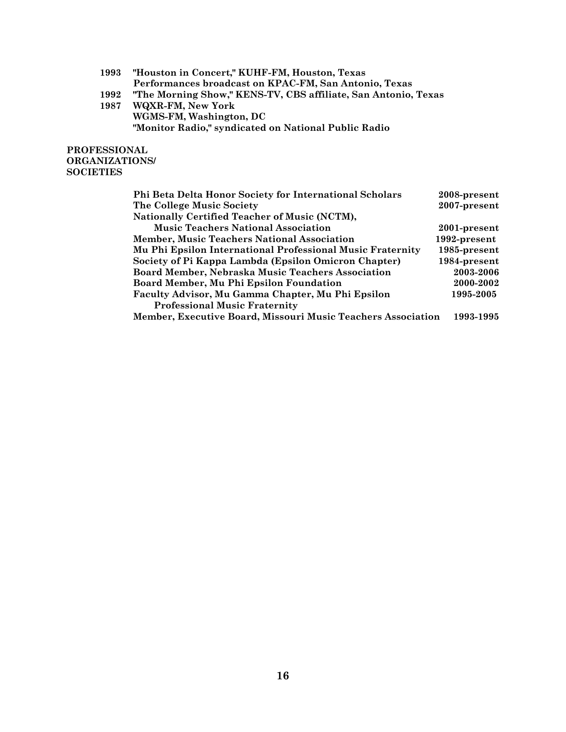**1993** "Houston in Concert," KUHF-FM, Houston, Texas
Performances broadcast on KPAC-FM, San Antonio, Texas

**1992** "The Morning Show," KENS-TV, CBS affiliate, San Antonio, Texas

**1987** WQXR-FM, New York
WGMS-FM, Washington, DC
"Monitor Radio," syndicated on National Public Radio

## PROFESSIONAL ORGANIZATIONS/ SOCIETIES

| | |
|---|---|
| Phi Beta Delta Honor Society for International Scholars | 2008-present |
| The College Music Society | 2007-present |
| Nationally Certified Teacher of Music (NCTM), Music Teachers National Association | 2001-present |
| Member, Music Teachers National Association | 1992-present |
| Mu Phi Epsilon International Professional Music Fraternity | 1985-present |
| Society of Pi Kappa Lambda (Epsilon Omicron Chapter) | 1984-present |
| Board Member, Nebraska Music Teachers Association | 2003-2006 |
| Board Member, Mu Phi Epsilon Foundation | 2000-2002 |
| Faculty Advisor, Mu Gamma Chapter, Mu Phi Epsilon Professional Music Fraternity | 1995-2005 |
| Member, Executive Board, Missouri Music Teachers Association | 1993-1995 |